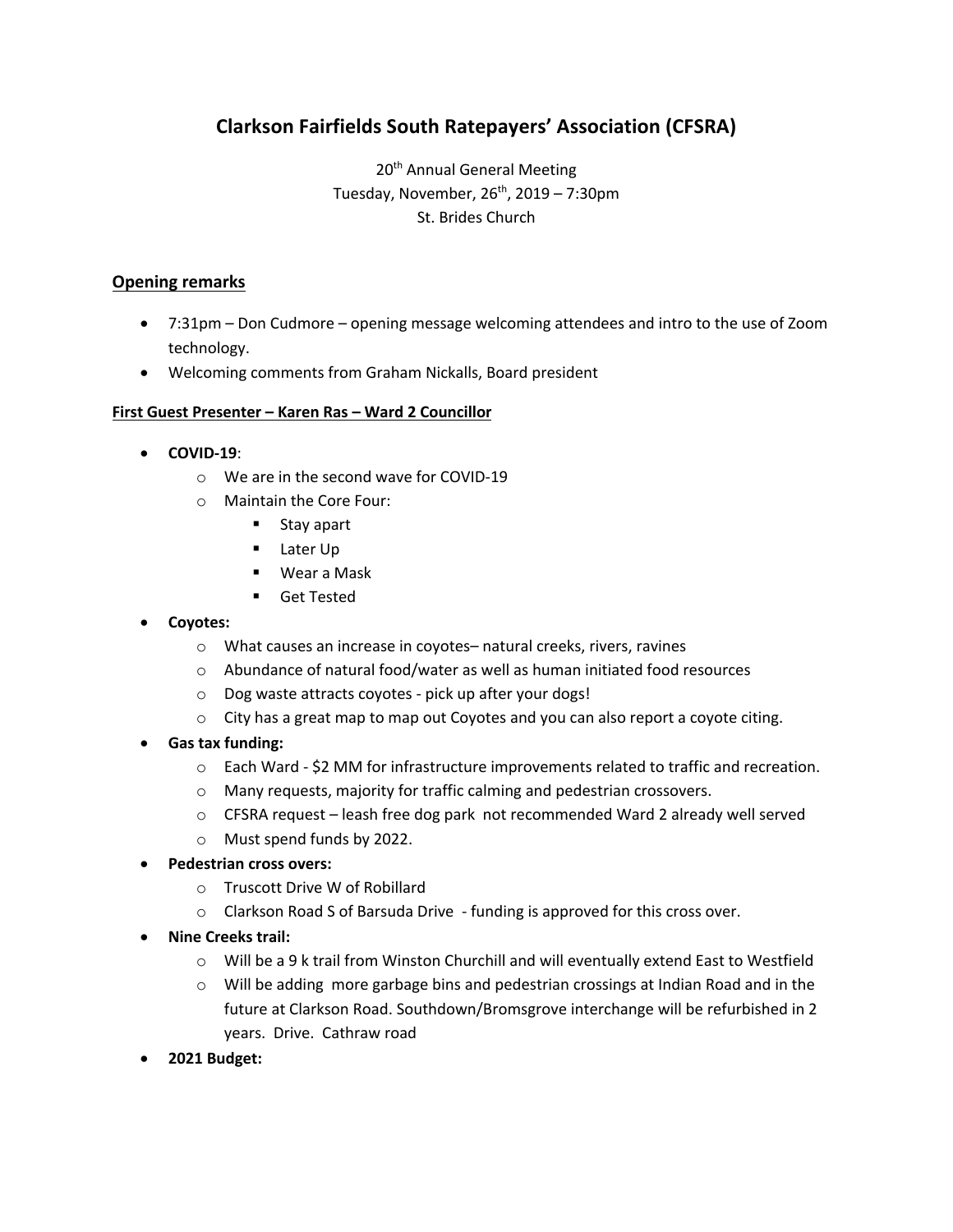# Clarkson Fairfields South Ratepayers' Association (CFSRA)

20th Annual General Meeting
Tuesday, November, 26th, 2019 – 7:30pm
St. Brides Church

## Opening remarks

- 7:31pm – Don Cudmore – opening message welcoming attendees and intro to the use of Zoom technology.
- Welcoming comments from Graham Nickalls, Board president

### First Guest Presenter – Karen Ras – Ward 2 Councillor

- **COVID-19**:
  - We are in the second wave for COVID-19
  - Maintain the Core Four:
    - Stay apart
    - Later Up
    - Wear a Mask
    - Get Tested
- **Coyotes:**
  - What causes an increase in coyotes– natural creeks, rivers, ravines
  - Abundance of natural food/water as well as human initiated food resources
  - Dog waste attracts coyotes - pick up after your dogs!
  - City has a great map to map out Coyotes and you can also report a coyote citing.
- **Gas tax funding:**
  - Each Ward - $2 MM for infrastructure improvements related to traffic and recreation.
  - Many requests, majority for traffic calming and pedestrian crossovers.
  - CFSRA request – leash free dog park not recommended Ward 2 already well served
  - Must spend funds by 2022.
- **Pedestrian cross overs:**
  - Truscott Drive W of Robillard
  - Clarkson Road S of Barsuda Drive - funding is approved for this cross over.
- **Nine Creeks trail:**
  - Will be a 9 k trail from Winston Churchill and will eventually extend East to Westfield
  - Will be adding more garbage bins and pedestrian crossings at Indian Road and in the future at Clarkson Road. Southdown/Bromsgrove interchange will be refurbished in 2 years. Drive. Cathraw road
- **2021 Budget:**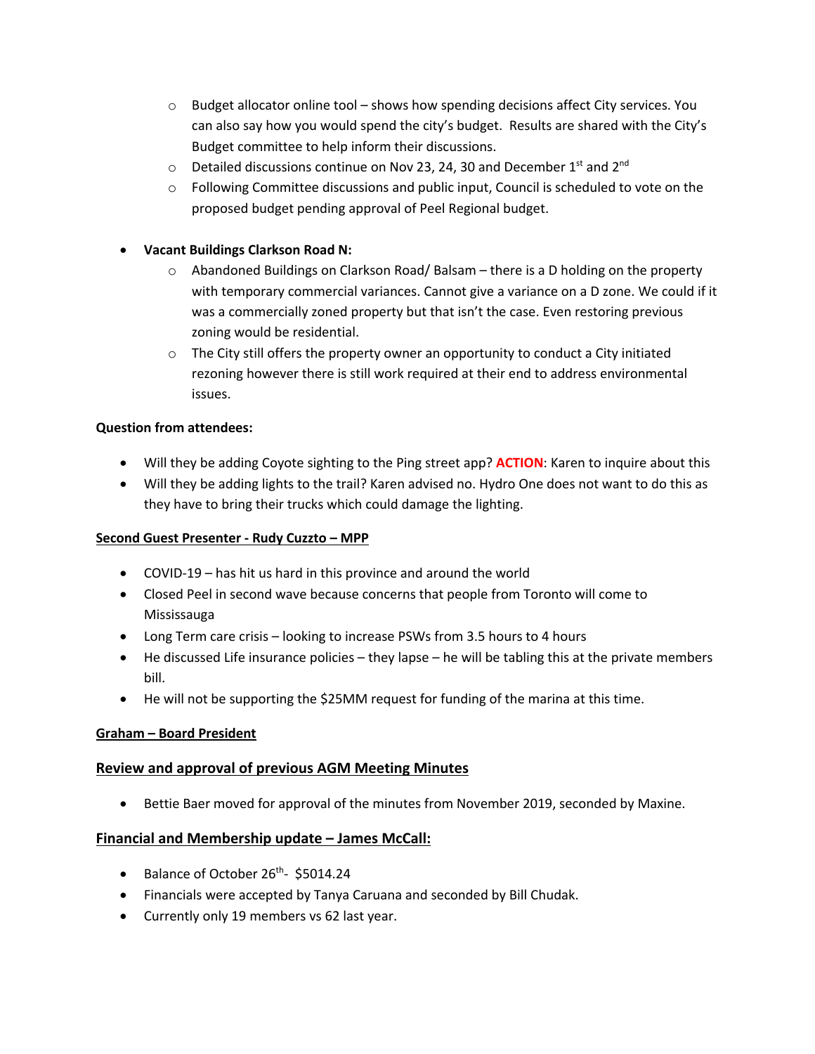- Budget allocator online tool – shows how spending decisions affect City services. You can also say how you would spend the city's budget. Results are shared with the City's Budget committee to help inform their discussions.
  - Detailed discussions continue on Nov 23, 24, 30 and December 1st and 2nd
  - Following Committee discussions and public input, Council is scheduled to vote on the proposed budget pending approval of Peel Regional budget.

- **Vacant Buildings Clarkson Road N:**
  - Abandoned Buildings on Clarkson Road/ Balsam – there is a D holding on the property with temporary commercial variances. Cannot give a variance on a D zone. We could if it was a commercially zoned property but that isn't the case. Even restoring previous zoning would be residential.
  - The City still offers the property owner an opportunity to conduct a City initiated rezoning however there is still work required at their end to address environmental issues.

**Question from attendees:**

- Will they be adding Coyote sighting to the Ping street app? **ACTION**: Karen to inquire about this
- Will they be adding lights to the trail? Karen advised no. Hydro One does not want to do this as they have to bring their trucks which could damage the lighting.

**<u>Second Guest Presenter - Rudy Cuzzto – MPP</u>**

- COVID-19 – has hit us hard in this province and around the world
- Closed Peel in second wave because concerns that people from Toronto will come to Mississauga
- Long Term care crisis – looking to increase PSWs from 3.5 hours to 4 hours
- He discussed Life insurance policies – they lapse – he will be tabling this at the private members bill.
- He will not be supporting the $25MM request for funding of the marina at this time.

**<u>Graham – Board President</u>**

## <u>Review and approval of previous AGM Meeting Minutes</u>

- Bettie Baer moved for approval of the minutes from November 2019, seconded by Maxine.

## <u>Financial and Membership update – James McCall:</u>

- Balance of October 26th- $5014.24
- Financials were accepted by Tanya Caruana and seconded by Bill Chudak.
- Currently only 19 members vs 62 last year.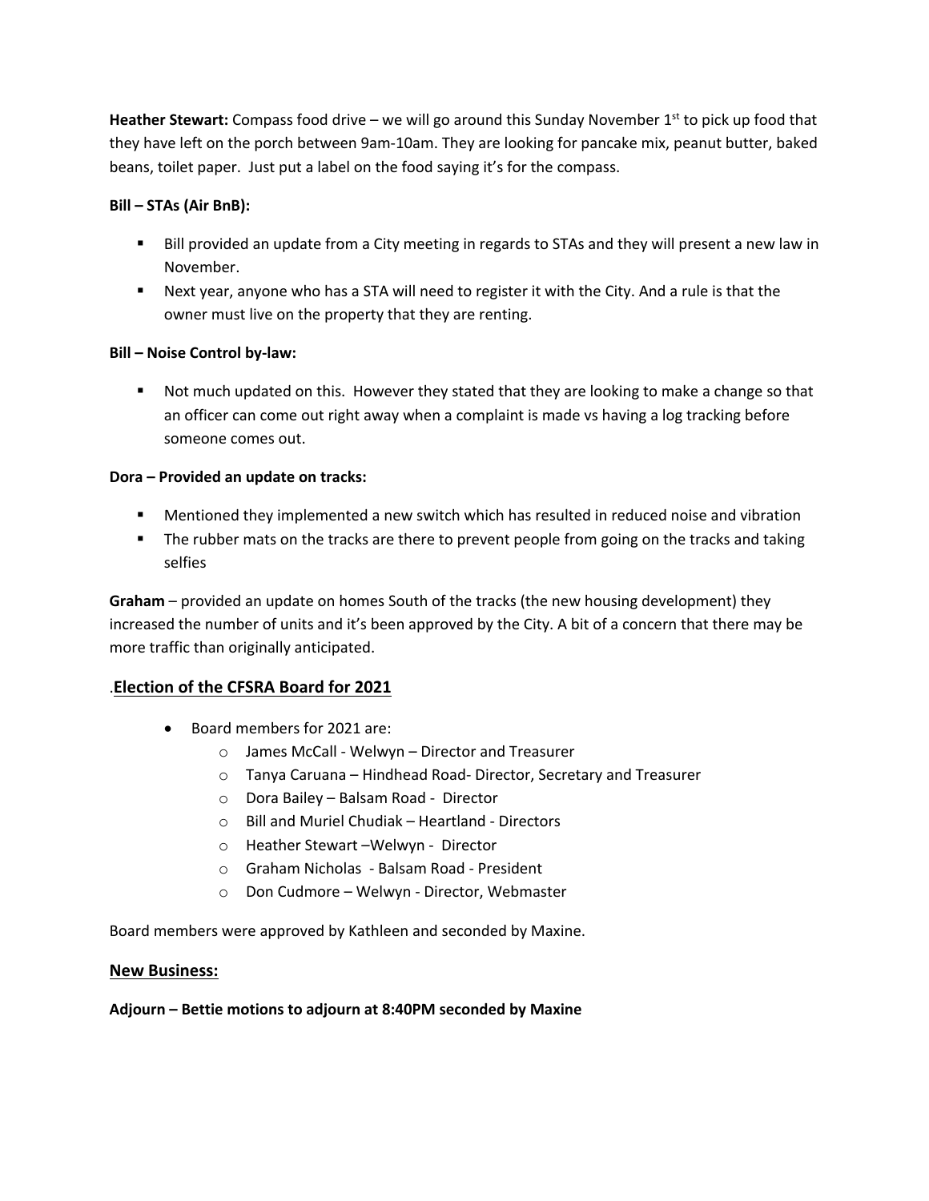**Heather Stewart:** Compass food drive – we will go around this Sunday November 1st to pick up food that they have left on the porch between 9am-10am. They are looking for pancake mix, peanut butter, baked beans, toilet paper. Just put a label on the food saying it's for the compass.

**Bill – STAs (Air BnB):**

- Bill provided an update from a City meeting in regards to STAs and they will present a new law in November.
- Next year, anyone who has a STA will need to register it with the City. And a rule is that the owner must live on the property that they are renting.

**Bill – Noise Control by-law:**

- Not much updated on this. However they stated that they are looking to make a change so that an officer can come out right away when a complaint is made vs having a log tracking before someone comes out.

**Dora – Provided an update on tracks:**

- Mentioned they implemented a new switch which has resulted in reduced noise and vibration
- The rubber mats on the tracks are there to prevent people from going on the tracks and taking selfies

**Graham** – provided an update on homes South of the tracks (the new housing development) they increased the number of units and it's been approved by the City. A bit of a concern that there may be more traffic than originally anticipated.

## .Election of the CFSRA Board for 2021

- Board members for 2021 are:
  - James McCall - Welwyn – Director and Treasurer
  - Tanya Caruana – Hindhead Road- Director, Secretary and Treasurer
  - Dora Bailey – Balsam Road - Director
  - Bill and Muriel Chudiak – Heartland - Directors
  - Heather Stewart –Welwyn - Director
  - Graham Nicholas - Balsam Road - President
  - Don Cudmore – Welwyn - Director, Webmaster

Board members were approved by Kathleen and seconded by Maxine.

## New Business:

**Adjourn – Bettie motions to adjourn at 8:40PM seconded by Maxine**